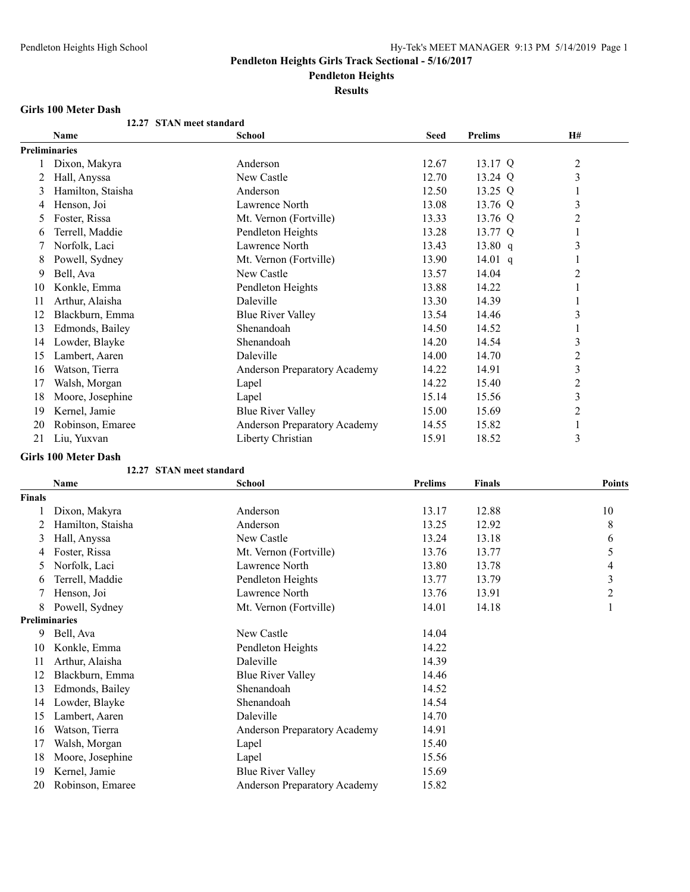# Pendleton Heights Girls Track Sectional - 5/16/2017

## Pendleton Heights

### Results

#### Girls 100 Meter Dash

**12.27 STAN meet standard**

| | Name | School | Seed | Prelims | H# |
|---|---|---|---|---|---|
| **Preliminaries** | | | | | |
| 1 | Dixon, Makyra | Anderson | 12.67 | 13.17 Q | 2 |
| 2 | Hall, Anyssa | New Castle | 12.70 | 13.24 Q | 3 |
| 3 | Hamilton, Staisha | Anderson | 12.50 | 13.25 Q | 1 |
| 4 | Henson, Joi | Lawrence North | 13.08 | 13.76 Q | 3 |
| 5 | Foster, Rissa | Mt. Vernon (Fortville) | 13.33 | 13.76 Q | 2 |
| 6 | Terrell, Maddie | Pendleton Heights | 13.28 | 13.77 Q | 1 |
| 7 | Norfolk, Laci | Lawrence North | 13.43 | 13.80 q | 3 |
| 8 | Powell, Sydney | Mt. Vernon (Fortville) | 13.90 | 14.01 q | 1 |
| 9 | Bell, Ava | New Castle | 13.57 | 14.04 | 2 |
| 10 | Konkle, Emma | Pendleton Heights | 13.88 | 14.22 | 1 |
| 11 | Arthur, Alaisha | Daleville | 13.30 | 14.39 | 1 |
| 12 | Blackburn, Emma | Blue River Valley | 13.54 | 14.46 | 3 |
| 13 | Edmonds, Bailey | Shenandoah | 14.50 | 14.52 | 1 |
| 14 | Lowder, Blayke | Shenandoah | 14.20 | 14.54 | 3 |
| 15 | Lambert, Aaren | Daleville | 14.00 | 14.70 | 2 |
| 16 | Watson, Tierra | Anderson Preparatory Academy | 14.22 | 14.91 | 3 |
| 17 | Walsh, Morgan | Lapel | 14.22 | 15.40 | 2 |
| 18 | Moore, Josephine | Lapel | 15.14 | 15.56 | 3 |
| 19 | Kernel, Jamie | Blue River Valley | 15.00 | 15.69 | 2 |
| 20 | Robinson, Emaree | Anderson Preparatory Academy | 14.55 | 15.82 | 1 |
| 21 | Liu, Yuxvan | Liberty Christian | 15.91 | 18.52 | 3 |

#### Girls 100 Meter Dash

**12.27 STAN meet standard**

| | Name | School | Prelims | Finals | Points |
|---|---|---|---|---|---|
| **Finals** | | | | | |
| 1 | Dixon, Makyra | Anderson | 13.17 | 12.88 | 10 |
| 2 | Hamilton, Staisha | Anderson | 13.25 | 12.92 | 8 |
| 3 | Hall, Anyssa | New Castle | 13.24 | 13.18 | 6 |
| 4 | Foster, Rissa | Mt. Vernon (Fortville) | 13.76 | 13.77 | 5 |
| 5 | Norfolk, Laci | Lawrence North | 13.80 | 13.78 | 4 |
| 6 | Terrell, Maddie | Pendleton Heights | 13.77 | 13.79 | 3 |
| 7 | Henson, Joi | Lawrence North | 13.76 | 13.91 | 2 |
| 8 | Powell, Sydney | Mt. Vernon (Fortville) | 14.01 | 14.18 | 1 |
| **Preliminaries** | | | | | |
| 9 | Bell, Ava | New Castle | 14.04 | | |
| 10 | Konkle, Emma | Pendleton Heights | 14.22 | | |
| 11 | Arthur, Alaisha | Daleville | 14.39 | | |
| 12 | Blackburn, Emma | Blue River Valley | 14.46 | | |
| 13 | Edmonds, Bailey | Shenandoah | 14.52 | | |
| 14 | Lowder, Blayke | Shenandoah | 14.54 | | |
| 15 | Lambert, Aaren | Daleville | 14.70 | | |
| 16 | Watson, Tierra | Anderson Preparatory Academy | 14.91 | | |
| 17 | Walsh, Morgan | Lapel | 15.40 | | |
| 18 | Moore, Josephine | Lapel | 15.56 | | |
| 19 | Kernel, Jamie | Blue River Valley | 15.69 | | |
| 20 | Robinson, Emaree | Anderson Preparatory Academy | 15.82 | | |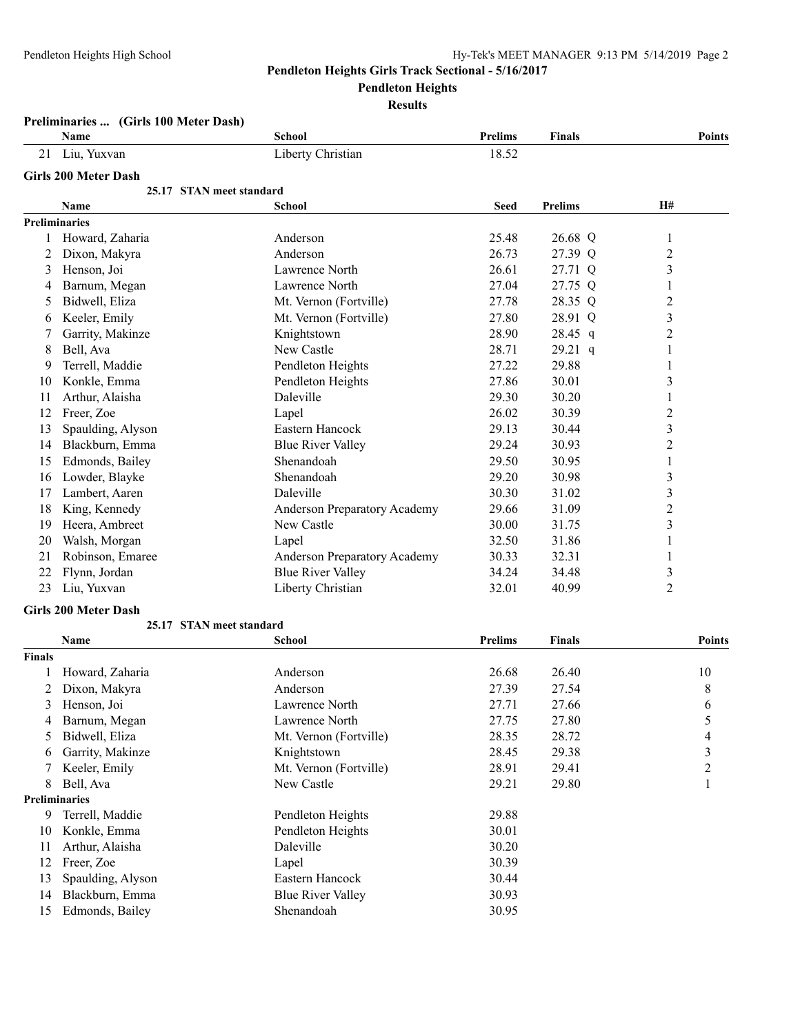**Pendleton Heights Girls Track Sectional - 5/16/2017**

**Pendleton Heights**

**Results**

### Preliminaries ... (Girls 100 Meter Dash)

| | Name | School | Prelims | Finals | Points |
|---|---|---|---|---|---|
| 21 | Liu, Yuxvan | Liberty Christian | 18.52 | | |

### Girls 200 Meter Dash

25.17 STAN meet standard

| | Name | School | Seed | Prelims | H# |
|---|---|---|---|---|---|
| **Preliminaries** | | | | | |
| 1 | Howard, Zaharia | Anderson | 25.48 | 26.68 Q | 1 |
| 2 | Dixon, Makyra | Anderson | 26.73 | 27.39 Q | 2 |
| 3 | Henson, Joi | Lawrence North | 26.61 | 27.71 Q | 3 |
| 4 | Barnum, Megan | Lawrence North | 27.04 | 27.75 Q | 1 |
| 5 | Bidwell, Eliza | Mt. Vernon (Fortville) | 27.78 | 28.35 Q | 2 |
| 6 | Keeler, Emily | Mt. Vernon (Fortville) | 27.80 | 28.91 Q | 3 |
| 7 | Garrity, Makinze | Knightstown | 28.90 | 28.45 q | 2 |
| 8 | Bell, Ava | New Castle | 28.71 | 29.21 q | 1 |
| 9 | Terrell, Maddie | Pendleton Heights | 27.22 | 29.88 | 1 |
| 10 | Konkle, Emma | Pendleton Heights | 27.86 | 30.01 | 3 |
| 11 | Arthur, Alaisha | Daleville | 29.30 | 30.20 | 1 |
| 12 | Freer, Zoe | Lapel | 26.02 | 30.39 | 2 |
| 13 | Spaulding, Alyson | Eastern Hancock | 29.13 | 30.44 | 3 |
| 14 | Blackburn, Emma | Blue River Valley | 29.24 | 30.93 | 2 |
| 15 | Edmonds, Bailey | Shenandoah | 29.50 | 30.95 | 1 |
| 16 | Lowder, Blayke | Shenandoah | 29.20 | 30.98 | 3 |
| 17 | Lambert, Aaren | Daleville | 30.30 | 31.02 | 3 |
| 18 | King, Kennedy | Anderson Preparatory Academy | 29.66 | 31.09 | 2 |
| 19 | Heera, Ambreet | New Castle | 30.00 | 31.75 | 3 |
| 20 | Walsh, Morgan | Lapel | 32.50 | 31.86 | 1 |
| 21 | Robinson, Emaree | Anderson Preparatory Academy | 30.33 | 32.31 | 1 |
| 22 | Flynn, Jordan | Blue River Valley | 34.24 | 34.48 | 3 |
| 23 | Liu, Yuxvan | Liberty Christian | 32.01 | 40.99 | 2 |

### Girls 200 Meter Dash

25.17 STAN meet standard

| | Name | School | Prelims | Finals | Points |
|---|---|---|---|---|---|
| **Finals** | | | | | |
| 1 | Howard, Zaharia | Anderson | 26.68 | 26.40 | 10 |
| 2 | Dixon, Makyra | Anderson | 27.39 | 27.54 | 8 |
| 3 | Henson, Joi | Lawrence North | 27.71 | 27.66 | 6 |
| 4 | Barnum, Megan | Lawrence North | 27.75 | 27.80 | 5 |
| 5 | Bidwell, Eliza | Mt. Vernon (Fortville) | 28.35 | 28.72 | 4 |
| 6 | Garrity, Makinze | Knightstown | 28.45 | 29.38 | 3 |
| 7 | Keeler, Emily | Mt. Vernon (Fortville) | 28.91 | 29.41 | 2 |
| 8 | Bell, Ava | New Castle | 29.21 | 29.80 | 1 |
| **Preliminaries** | | | | | |
| 9 | Terrell, Maddie | Pendleton Heights | 29.88 | | |
| 10 | Konkle, Emma | Pendleton Heights | 30.01 | | |
| 11 | Arthur, Alaisha | Daleville | 30.20 | | |
| 12 | Freer, Zoe | Lapel | 30.39 | | |
| 13 | Spaulding, Alyson | Eastern Hancock | 30.44 | | |
| 14 | Blackburn, Emma | Blue River Valley | 30.93 | | |
| 15 | Edmonds, Bailey | Shenandoah | 30.95 | | |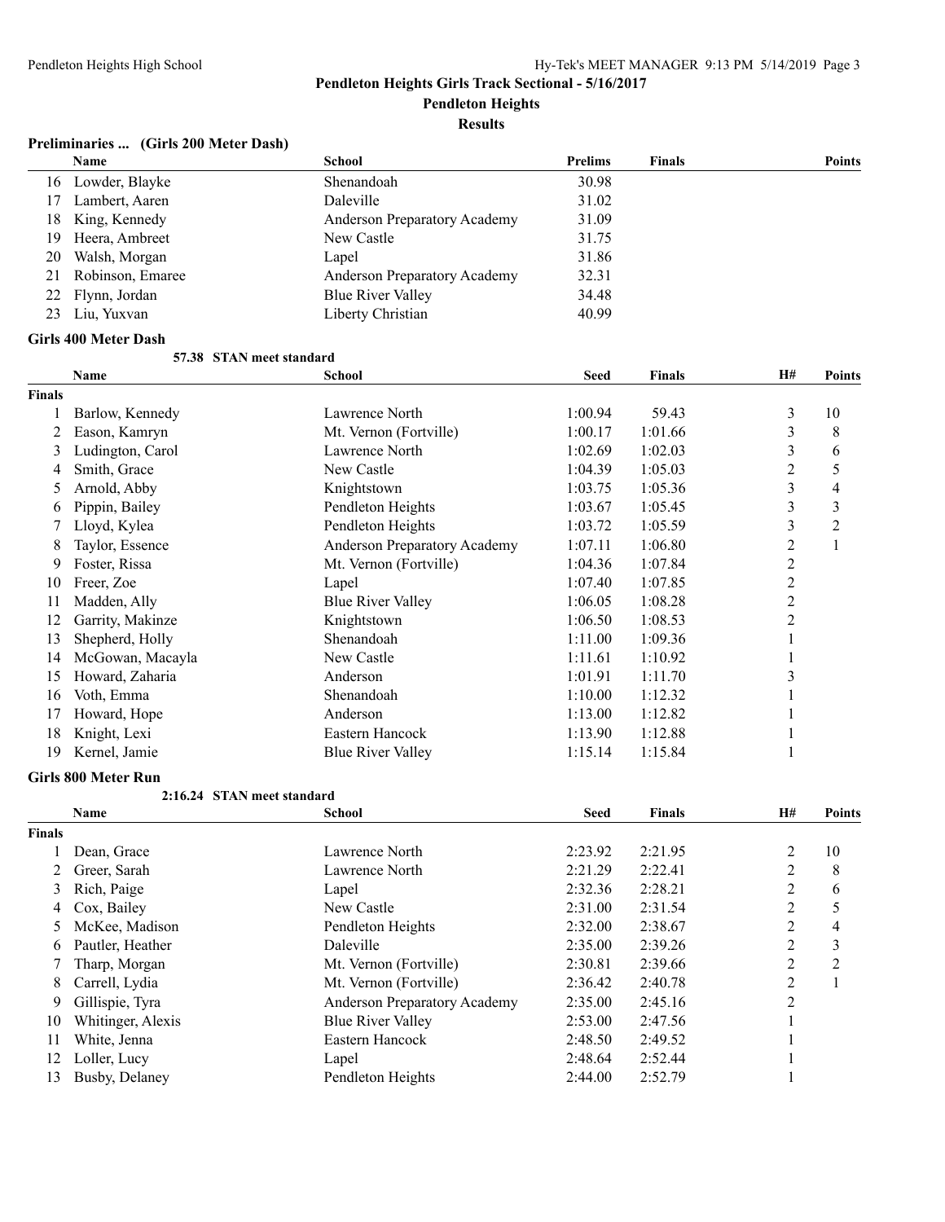**Pendleton Heights Girls Track Sectional - 5/16/2017**

**Pendleton Heights**

**Results**

### Preliminaries ... (Girls 200 Meter Dash)

| | Name | School | Prelims | Finals | Points |
|---|---|---|---|---|---|
| 16 | Lowder, Blayke | Shenandoah | 30.98 | | |
| 17 | Lambert, Aaren | Daleville | 31.02 | | |
| 18 | King, Kennedy | Anderson Preparatory Academy | 31.09 | | |
| 19 | Heera, Ambreet | New Castle | 31.75 | | |
| 20 | Walsh, Morgan | Lapel | 31.86 | | |
| 21 | Robinson, Emaree | Anderson Preparatory Academy | 32.31 | | |
| 22 | Flynn, Jordan | Blue River Valley | 34.48 | | |
| 23 | Liu, Yuxvan | Liberty Christian | 40.99 | | |

### Girls 400 Meter Dash

57.38 STAN meet standard

| | Name | School | Seed | Finals | H# | Points |
|---|---|---|---|---|---|---|
| **Finals** | | | | | | |
| 1 | Barlow, Kennedy | Lawrence North | 1:00.94 | 59.43 | 3 | 10 |
| 2 | Eason, Kamryn | Mt. Vernon (Fortville) | 1:00.17 | 1:01.66 | 3 | 8 |
| 3 | Ludington, Carol | Lawrence North | 1:02.69 | 1:02.03 | 3 | 6 |
| 4 | Smith, Grace | New Castle | 1:04.39 | 1:05.03 | 2 | 5 |
| 5 | Arnold, Abby | Knightstown | 1:03.75 | 1:05.36 | 3 | 4 |
| 6 | Pippin, Bailey | Pendleton Heights | 1:03.67 | 1:05.45 | 3 | 3 |
| 7 | Lloyd, Kylea | Pendleton Heights | 1:03.72 | 1:05.59 | 3 | 2 |
| 8 | Taylor, Essence | Anderson Preparatory Academy | 1:07.11 | 1:06.80 | 2 | 1 |
| 9 | Foster, Rissa | Mt. Vernon (Fortville) | 1:04.36 | 1:07.84 | 2 | |
| 10 | Freer, Zoe | Lapel | 1:07.40 | 1:07.85 | 2 | |
| 11 | Madden, Ally | Blue River Valley | 1:06.05 | 1:08.28 | 2 | |
| 12 | Garrity, Makinze | Knightstown | 1:06.50 | 1:08.53 | 2 | |
| 13 | Shepherd, Holly | Shenandoah | 1:11.00 | 1:09.36 | 1 | |
| 14 | McGowan, Macayla | New Castle | 1:11.61 | 1:10.92 | 1 | |
| 15 | Howard, Zaharia | Anderson | 1:01.91 | 1:11.70 | 3 | |
| 16 | Voth, Emma | Shenandoah | 1:10.00 | 1:12.32 | 1 | |
| 17 | Howard, Hope | Anderson | 1:13.00 | 1:12.82 | 1 | |
| 18 | Knight, Lexi | Eastern Hancock | 1:13.90 | 1:12.88 | 1 | |
| 19 | Kernel, Jamie | Blue River Valley | 1:15.14 | 1:15.84 | 1 | |

### Girls 800 Meter Run

2:16.24 STAN meet standard

| | Name | School | Seed | Finals | H# | Points |
|---|---|---|---|---|---|---|
| **Finals** | | | | | | |
| 1 | Dean, Grace | Lawrence North | 2:23.92 | 2:21.95 | 2 | 10 |
| 2 | Greer, Sarah | Lawrence North | 2:21.29 | 2:22.41 | 2 | 8 |
| 3 | Rich, Paige | Lapel | 2:32.36 | 2:28.21 | 2 | 6 |
| 4 | Cox, Bailey | New Castle | 2:31.00 | 2:31.54 | 2 | 5 |
| 5 | McKee, Madison | Pendleton Heights | 2:32.00 | 2:38.67 | 2 | 4 |
| 6 | Pautler, Heather | Daleville | 2:35.00 | 2:39.26 | 2 | 3 |
| 7 | Tharp, Morgan | Mt. Vernon (Fortville) | 2:30.81 | 2:39.66 | 2 | 2 |
| 8 | Carrell, Lydia | Mt. Vernon (Fortville) | 2:36.42 | 2:40.78 | 2 | 1 |
| 9 | Gillispie, Tyra | Anderson Preparatory Academy | 2:35.00 | 2:45.16 | 2 | |
| 10 | Whitinger, Alexis | Blue River Valley | 2:53.00 | 2:47.56 | 1 | |
| 11 | White, Jenna | Eastern Hancock | 2:48.50 | 2:49.52 | 1 | |
| 12 | Loller, Lucy | Lapel | 2:48.64 | 2:52.44 | 1 | |
| 13 | Busby, Delaney | Pendleton Heights | 2:44.00 | 2:52.79 | 1 | |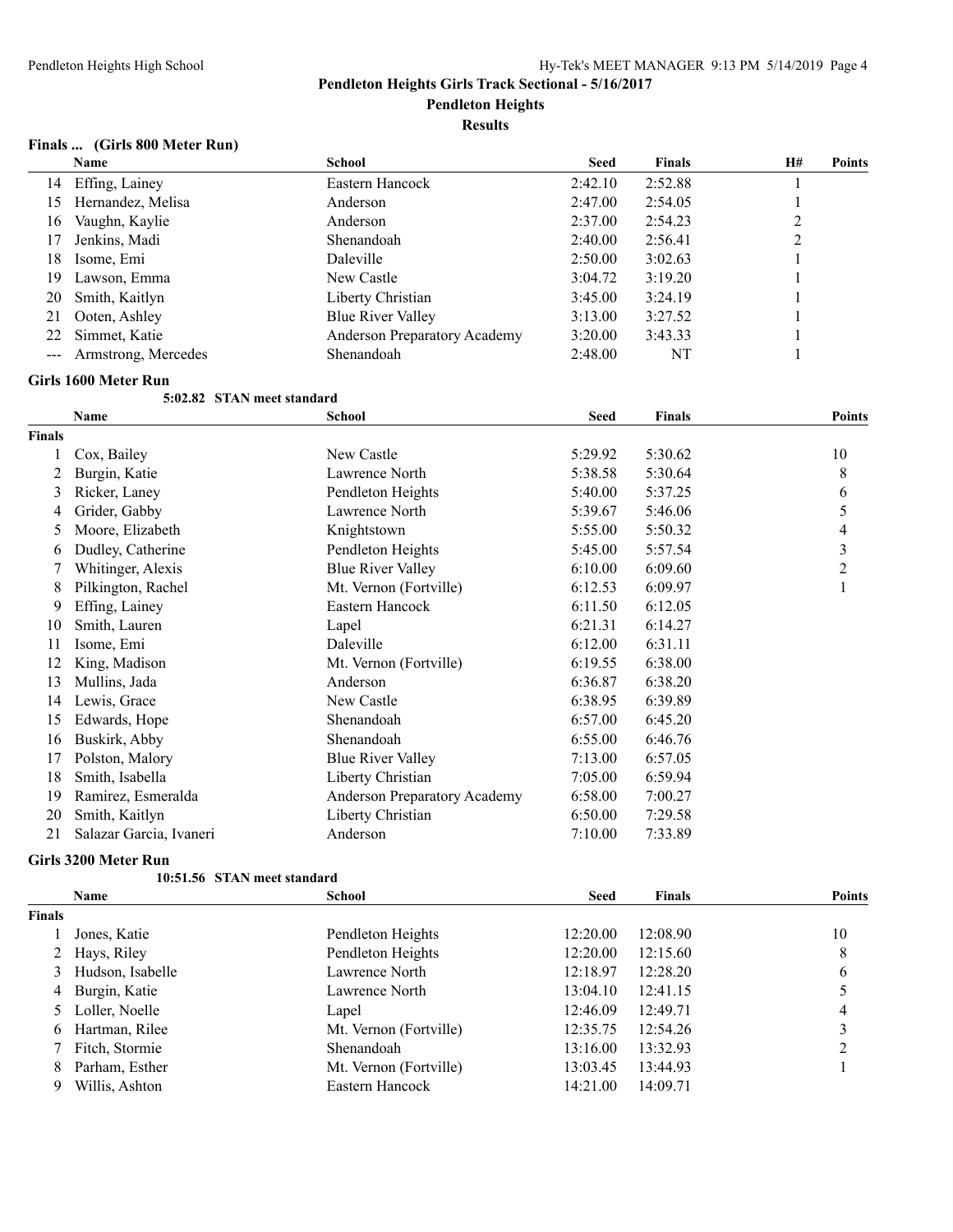## Pendleton Heights Girls Track Sectional - 5/16/2017

**Pendleton Heights**

**Results**

### Finals ... (Girls 800 Meter Run)

| | Name | School | Seed | Finals | H# | Points |
|---|---|---|---|---|---|---|
| 14 | Effing, Lainey | Eastern Hancock | 2:42.10 | 2:52.88 | 1 | |
| 15 | Hernandez, Melisa | Anderson | 2:47.00 | 2:54.05 | 1 | |
| 16 | Vaughn, Kaylie | Anderson | 2:37.00 | 2:54.23 | 2 | |
| 17 | Jenkins, Madi | Shenandoah | 2:40.00 | 2:56.41 | 2 | |
| 18 | Isome, Emi | Daleville | 2:50.00 | 3:02.63 | 1 | |
| 19 | Lawson, Emma | New Castle | 3:04.72 | 3:19.20 | 1 | |
| 20 | Smith, Kaitlyn | Liberty Christian | 3:45.00 | 3:24.19 | 1 | |
| 21 | Ooten, Ashley | Blue River Valley | 3:13.00 | 3:27.52 | 1 | |
| 22 | Simmet, Katie | Anderson Preparatory Academy | 3:20.00 | 3:43.33 | 1 | |
| --- | Armstrong, Mercedes | Shenandoah | 2:48.00 | NT | 1 | |

### Girls 1600 Meter Run

5:02.82 STAN meet standard

| | Name | School | Seed | Finals | Points |
|---|---|---|---|---|---|
| **Finals** | | | | | |
| 1 | Cox, Bailey | New Castle | 5:29.92 | 5:30.62 | 10 |
| 2 | Burgin, Katie | Lawrence North | 5:38.58 | 5:30.64 | 8 |
| 3 | Ricker, Laney | Pendleton Heights | 5:40.00 | 5:37.25 | 6 |
| 4 | Grider, Gabby | Lawrence North | 5:39.67 | 5:46.06 | 5 |
| 5 | Moore, Elizabeth | Knightstown | 5:55.00 | 5:50.32 | 4 |
| 6 | Dudley, Catherine | Pendleton Heights | 5:45.00 | 5:57.54 | 3 |
| 7 | Whitinger, Alexis | Blue River Valley | 6:10.00 | 6:09.60 | 2 |
| 8 | Pilkington, Rachel | Mt. Vernon (Fortville) | 6:12.53 | 6:09.97 | 1 |
| 9 | Effing, Lainey | Eastern Hancock | 6:11.50 | 6:12.05 | |
| 10 | Smith, Lauren | Lapel | 6:21.31 | 6:14.27 | |
| 11 | Isome, Emi | Daleville | 6:12.00 | 6:31.11 | |
| 12 | King, Madison | Mt. Vernon (Fortville) | 6:19.55 | 6:38.00 | |
| 13 | Mullins, Jada | Anderson | 6:36.87 | 6:38.20 | |
| 14 | Lewis, Grace | New Castle | 6:38.95 | 6:39.89 | |
| 15 | Edwards, Hope | Shenandoah | 6:57.00 | 6:45.20 | |
| 16 | Buskirk, Abby | Shenandoah | 6:55.00 | 6:46.76 | |
| 17 | Polston, Malory | Blue River Valley | 7:13.00 | 6:57.05 | |
| 18 | Smith, Isabella | Liberty Christian | 7:05.00 | 6:59.94 | |
| 19 | Ramirez, Esmeralda | Anderson Preparatory Academy | 6:58.00 | 7:00.27 | |
| 20 | Smith, Kaitlyn | Liberty Christian | 6:50.00 | 7:29.58 | |
| 21 | Salazar Garcia, Ivaneri | Anderson | 7:10.00 | 7:33.89 | |

### Girls 3200 Meter Run

10:51.56 STAN meet standard

| | Name | School | Seed | Finals | Points |
|---|---|---|---|---|---|
| **Finals** | | | | | |
| 1 | Jones, Katie | Pendleton Heights | 12:20.00 | 12:08.90 | 10 |
| 2 | Hays, Riley | Pendleton Heights | 12:20.00 | 12:15.60 | 8 |
| 3 | Hudson, Isabelle | Lawrence North | 12:18.97 | 12:28.20 | 6 |
| 4 | Burgin, Katie | Lawrence North | 13:04.10 | 12:41.15 | 5 |
| 5 | Loller, Noelle | Lapel | 12:46.09 | 12:49.71 | 4 |
| 6 | Hartman, Rilee | Mt. Vernon (Fortville) | 12:35.75 | 12:54.26 | 3 |
| 7 | Fitch, Stormie | Shenandoah | 13:16.00 | 13:32.93 | 2 |
| 8 | Parham, Esther | Mt. Vernon (Fortville) | 13:03.45 | 13:44.93 | 1 |
| 9 | Willis, Ashton | Eastern Hancock | 14:21.00 | 14:09.71 | |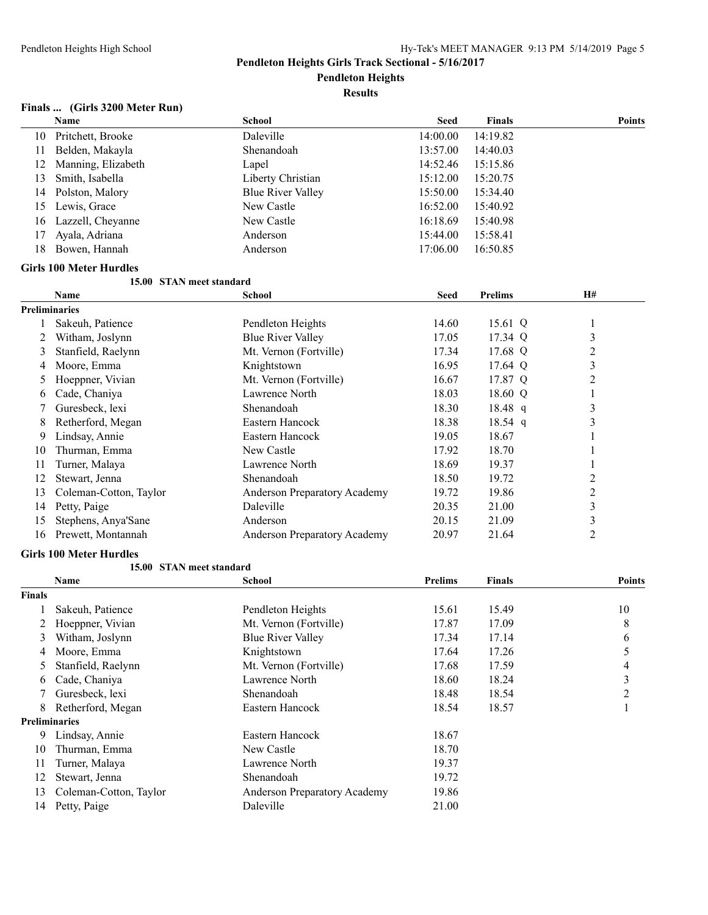## Pendleton Heights Girls Track Sectional - 5/16/2017

**Pendleton Heights**

**Results**

### Finals ... (Girls 3200 Meter Run)

| | Name | School | Seed | Finals | Points |
|---|---|---|---|---|---|
| 10 | Pritchett, Brooke | Daleville | 14:00.00 | 14:19.82 | |
| 11 | Belden, Makayla | Shenandoah | 13:57.00 | 14:40.03 | |
| 12 | Manning, Elizabeth | Lapel | 14:52.46 | 15:15.86 | |
| 13 | Smith, Isabella | Liberty Christian | 15:12.00 | 15:20.75 | |
| 14 | Polston, Malory | Blue River Valley | 15:50.00 | 15:34.40 | |
| 15 | Lewis, Grace | New Castle | 16:52.00 | 15:40.92 | |
| 16 | Lazzell, Cheyanne | New Castle | 16:18.69 | 15:40.98 | |
| 17 | Ayala, Adriana | Anderson | 15:44.00 | 15:58.41 | |
| 18 | Bowen, Hannah | Anderson | 17:06.00 | 16:50.85 | |

### Girls 100 Meter Hurdles

15.00 STAN meet standard

| | Name | School | Seed | Prelims | H# |
|---|---|---|---|---|---|
| **Preliminaries** | | | | | |
| 1 | Sakeuh, Patience | Pendleton Heights | 14.60 | 15.61 Q | 1 |
| 2 | Witham, Joslynn | Blue River Valley | 17.05 | 17.34 Q | 3 |
| 3 | Stanfield, Raelynn | Mt. Vernon (Fortville) | 17.34 | 17.68 Q | 2 |
| 4 | Moore, Emma | Knightstown | 16.95 | 17.64 Q | 3 |
| 5 | Hoeppner, Vivian | Mt. Vernon (Fortville) | 16.67 | 17.87 Q | 2 |
| 6 | Cade, Chaniya | Lawrence North | 18.03 | 18.60 Q | 1 |
| 7 | Guresbeck, lexi | Shenandoah | 18.30 | 18.48 q | 3 |
| 8 | Retherford, Megan | Eastern Hancock | 18.38 | 18.54 q | 3 |
| 9 | Lindsay, Annie | Eastern Hancock | 19.05 | 18.67 | 1 |
| 10 | Thurman, Emma | New Castle | 17.92 | 18.70 | 1 |
| 11 | Turner, Malaya | Lawrence North | 18.69 | 19.37 | 1 |
| 12 | Stewart, Jenna | Shenandoah | 18.50 | 19.72 | 2 |
| 13 | Coleman-Cotton, Taylor | Anderson Preparatory Academy | 19.72 | 19.86 | 2 |
| 14 | Petty, Paige | Daleville | 20.35 | 21.00 | 3 |
| 15 | Stephens, Anya'Sane | Anderson | 20.15 | 21.09 | 3 |
| 16 | Prewett, Montannah | Anderson Preparatory Academy | 20.97 | 21.64 | 2 |

### Girls 100 Meter Hurdles

15.00 STAN meet standard

| | Name | School | Prelims | Finals | Points |
|---|---|---|---|---|---|
| **Finals** | | | | | |
| 1 | Sakeuh, Patience | Pendleton Heights | 15.61 | 15.49 | 10 |
| 2 | Hoeppner, Vivian | Mt. Vernon (Fortville) | 17.87 | 17.09 | 8 |
| 3 | Witham, Joslynn | Blue River Valley | 17.34 | 17.14 | 6 |
| 4 | Moore, Emma | Knightstown | 17.64 | 17.26 | 5 |
| 5 | Stanfield, Raelynn | Mt. Vernon (Fortville) | 17.68 | 17.59 | 4 |
| 6 | Cade, Chaniya | Lawrence North | 18.60 | 18.24 | 3 |
| 7 | Guresbeck, lexi | Shenandoah | 18.48 | 18.54 | 2 |
| 8 | Retherford, Megan | Eastern Hancock | 18.54 | 18.57 | 1 |
| **Preliminaries** | | | | | |
| 9 | Lindsay, Annie | Eastern Hancock | 18.67 | | |
| 10 | Thurman, Emma | New Castle | 18.70 | | |
| 11 | Turner, Malaya | Lawrence North | 19.37 | | |
| 12 | Stewart, Jenna | Shenandoah | 19.72 | | |
| 13 | Coleman-Cotton, Taylor | Anderson Preparatory Academy | 19.86 | | |
| 14 | Petty, Paige | Daleville | 21.00 | | |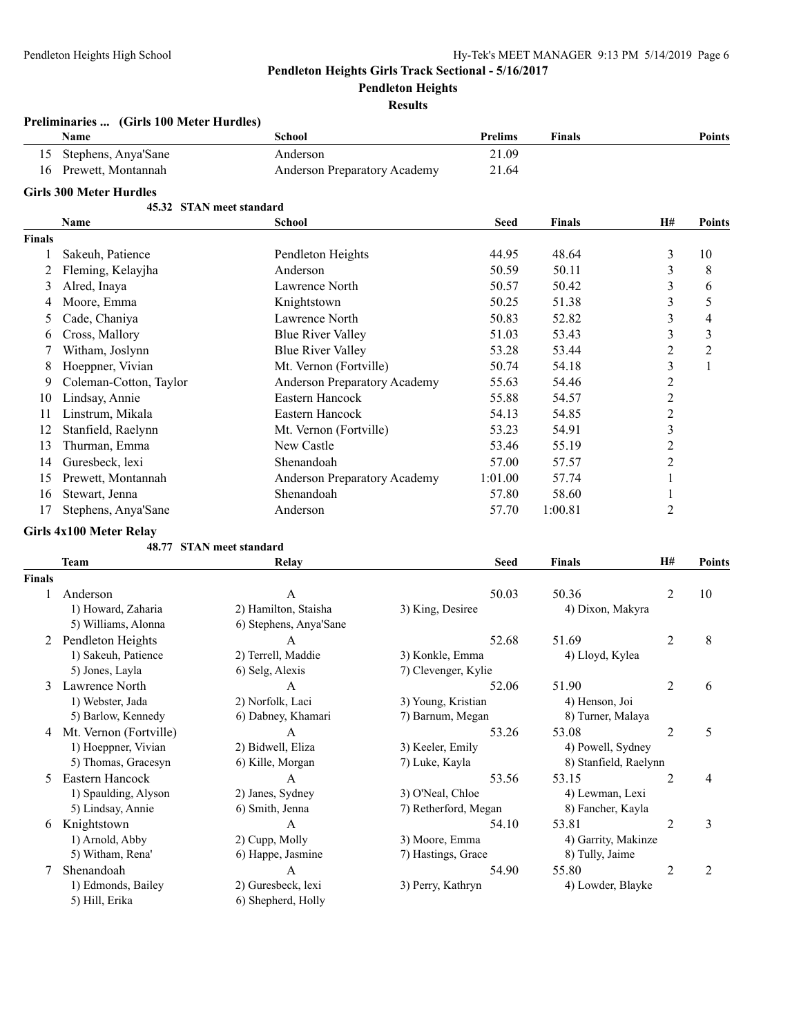**Pendleton Heights Girls Track Sectional - 5/16/2017**

**Pendleton Heights**

**Results**

### Preliminaries ... (Girls 100 Meter Hurdles)

| | Name | School | Prelims | Finals | Points |
|---|---|---|---|---|---|
| 15 | Stephens, Anya'Sane | Anderson | 21.09 | | |
| 16 | Prewett, Montannah | Anderson Preparatory Academy | 21.64 | | |

### Girls 300 Meter Hurdles

45.32 STAN meet standard

| | Name | School | Seed | Finals | H# | Points |
|---|---|---|---|---|---|---|
| **Finals** | | | | | | |
| 1 | Sakeuh, Patience | Pendleton Heights | 44.95 | 48.64 | 3 | 10 |
| 2 | Fleming, Kelayjha | Anderson | 50.59 | 50.11 | 3 | 8 |
| 3 | Alred, Inaya | Lawrence North | 50.57 | 50.42 | 3 | 6 |
| 4 | Moore, Emma | Knightstown | 50.25 | 51.38 | 3 | 5 |
| 5 | Cade, Chaniya | Lawrence North | 50.83 | 52.82 | 3 | 4 |
| 6 | Cross, Mallory | Blue River Valley | 51.03 | 53.43 | 3 | 3 |
| 7 | Witham, Joslynn | Blue River Valley | 53.28 | 53.44 | 2 | 2 |
| 8 | Hoeppner, Vivian | Mt. Vernon (Fortville) | 50.74 | 54.18 | 3 | 1 |
| 9 | Coleman-Cotton, Taylor | Anderson Preparatory Academy | 55.63 | 54.46 | 2 | |
| 10 | Lindsay, Annie | Eastern Hancock | 55.88 | 54.57 | 2 | |
| 11 | Linstrum, Mikala | Eastern Hancock | 54.13 | 54.85 | 2 | |
| 12 | Stanfield, Raelynn | Mt. Vernon (Fortville) | 53.23 | 54.91 | 3 | |
| 13 | Thurman, Emma | New Castle | 53.46 | 55.19 | 2 | |
| 14 | Guresbeck, lexi | Shenandoah | 57.00 | 57.57 | 2 | |
| 15 | Prewett, Montannah | Anderson Preparatory Academy | 1:01.00 | 57.74 | 1 | |
| 16 | Stewart, Jenna | Shenandoah | 57.80 | 58.60 | 1 | |
| 17 | Stephens, Anya'Sane | Anderson | 57.70 | 1:00.81 | 2 | |

### Girls 4x100 Meter Relay

48.77 STAN meet standard

| | Team | Relay | | Seed | Finals | H# | Points |
|---|---|---|---|---|---|---|---|
| **Finals** | | | | | | | |
| 1 | Anderson | A | | 50.03 | 50.36 | 2 | 10 |
| | 1) Howard, Zaharia | 2) Hamilton, Staisha | 3) King, Desiree | | 4) Dixon, Makyra | | |
| | 5) Williams, Alonna | 6) Stephens, Anya'Sane | | | | | |
| 2 | Pendleton Heights | A | | 52.68 | 51.69 | 2 | 8 |
| | 1) Sakeuh, Patience | 2) Terrell, Maddie | 3) Konkle, Emma | | 4) Lloyd, Kylea | | |
| | 5) Jones, Layla | 6) Selg, Alexis | 7) Clevenger, Kylie | | | | |
| 3 | Lawrence North | A | | 52.06 | 51.90 | 2 | 6 |
| | 1) Webster, Jada | 2) Norfolk, Laci | 3) Young, Kristian | | 4) Henson, Joi | | |
| | 5) Barlow, Kennedy | 6) Dabney, Khamari | 7) Barnum, Megan | | 8) Turner, Malaya | | |
| 4 | Mt. Vernon (Fortville) | A | | 53.26 | 53.08 | 2 | 5 |
| | 1) Hoeppner, Vivian | 2) Bidwell, Eliza | 3) Keeler, Emily | | 4) Powell, Sydney | | |
| | 5) Thomas, Gracesyn | 6) Kille, Morgan | 7) Luke, Kayla | | 8) Stanfield, Raelynn | | |
| 5 | Eastern Hancock | A | | 53.56 | 53.15 | 2 | 4 |
| | 1) Spaulding, Alyson | 2) Janes, Sydney | 3) O'Neal, Chloe | | 4) Lewman, Lexi | | |
| | 5) Lindsay, Annie | 6) Smith, Jenna | 7) Retherford, Megan | | 8) Fancher, Kayla | | |
| 6 | Knightstown | A | | 54.10 | 53.81 | 2 | 3 |
| | 1) Arnold, Abby | 2) Cupp, Molly | 3) Moore, Emma | | 4) Garrity, Makinze | | |
| | 5) Witham, Rena' | 6) Happe, Jasmine | 7) Hastings, Grace | | 8) Tully, Jaime | | |
| 7 | Shenandoah | A | | 54.90 | 55.80 | 2 | 2 |
| | 1) Edmonds, Bailey | 2) Guresbeck, lexi | 3) Perry, Kathryn | | 4) Lowder, Blayke | | |
| | 5) Hill, Erika | 6) Shepherd, Holly | | | | | |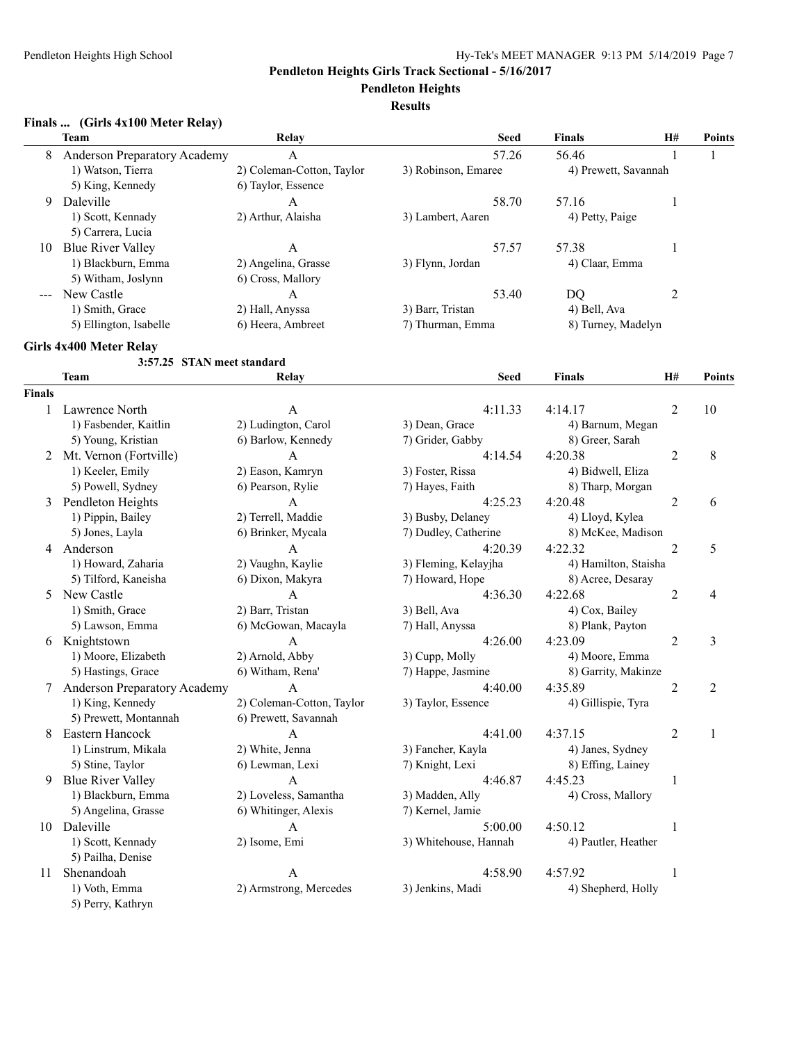**Pendleton Heights Girls Track Sectional - 5/16/2017**

**Pendleton Heights**

**Results**

### Finals ... (Girls 4x100 Meter Relay)

| | Team | Relay | Seed | Finals | H# | Points |
|---|---|---|---|---|---|---|
| 8 | Anderson Preparatory Academy | A | 57.26 | 56.46 | 1 | 1 |
| | 1) Watson, Tierra | 2) Coleman-Cotton, Taylor | 3) Robinson, Emaree | 4) Prewett, Savannah | | |
| | 5) King, Kennedy | 6) Taylor, Essence | | | | |
| 9 | Daleville | A | 58.70 | 57.16 | 1 | |
| | 1) Scott, Kennady | 2) Arthur, Alaisha | 3) Lambert, Aaren | 4) Petty, Paige | | |
| | 5) Carrera, Lucia | | | | | |
| 10 | Blue River Valley | A | 57.57 | 57.38 | 1 | |
| | 1) Blackburn, Emma | 2) Angelina, Grasse | 3) Flynn, Jordan | 4) Claar, Emma | | |
| | 5) Witham, Joslynn | 6) Cross, Mallory | | | | |
| --- | New Castle | A | 53.40 | DQ | 2 | |
| | 1) Smith, Grace | 2) Hall, Anyssa | 3) Barr, Tristan | 4) Bell, Ava | | |
| | 5) Ellington, Isabelle | 6) Heera, Ambreet | 7) Thurman, Emma | 8) Turney, Madelyn | | |

### Girls 4x400 Meter Relay

3:57.25 STAN meet standard

| | Team | Relay | Seed | Finals | H# | Points |
|---|---|---|---|---|---|---|
| **Finals** | | | | | | |
| 1 | Lawrence North | A | 4:11.33 | 4:14.17 | 2 | 10 |
| | 1) Fasbender, Kaitlin | 2) Ludington, Carol | 3) Dean, Grace | 4) Barnum, Megan | | |
| | 5) Young, Kristian | 6) Barlow, Kennedy | 7) Grider, Gabby | 8) Greer, Sarah | | |
| 2 | Mt. Vernon (Fortville) | A | 4:14.54 | 4:20.38 | 2 | 8 |
| | 1) Keeler, Emily | 2) Eason, Kamryn | 3) Foster, Rissa | 4) Bidwell, Eliza | | |
| | 5) Powell, Sydney | 6) Pearson, Rylie | 7) Hayes, Faith | 8) Tharp, Morgan | | |
| 3 | Pendleton Heights | A | 4:25.23 | 4:20.48 | 2 | 6 |
| | 1) Pippin, Bailey | 2) Terrell, Maddie | 3) Busby, Delaney | 4) Lloyd, Kylea | | |
| | 5) Jones, Layla | 6) Brinker, Mycala | 7) Dudley, Catherine | 8) McKee, Madison | | |
| 4 | Anderson | A | 4:20.39 | 4:22.32 | 2 | 5 |
| | 1) Howard, Zaharia | 2) Vaughn, Kaylie | 3) Fleming, Kelayjha | 4) Hamilton, Staisha | | |
| | 5) Tilford, Kaneisha | 6) Dixon, Makyra | 7) Howard, Hope | 8) Acree, Desaray | | |
| 5 | New Castle | A | 4:36.30 | 4:22.68 | 2 | 4 |
| | 1) Smith, Grace | 2) Barr, Tristan | 3) Bell, Ava | 4) Cox, Bailey | | |
| | 5) Lawson, Emma | 6) McGowan, Macayla | 7) Hall, Anyssa | 8) Plank, Payton | | |
| 6 | Knightstown | A | 4:26.00 | 4:23.09 | 2 | 3 |
| | 1) Moore, Elizabeth | 2) Arnold, Abby | 3) Cupp, Molly | 4) Moore, Emma | | |
| | 5) Hastings, Grace | 6) Witham, Rena' | 7) Happe, Jasmine | 8) Garrity, Makinze | | |
| 7 | Anderson Preparatory Academy | A | 4:40.00 | 4:35.89 | 2 | 2 |
| | 1) King, Kennedy | 2) Coleman-Cotton, Taylor | 3) Taylor, Essence | 4) Gillispie, Tyra | | |
| | 5) Prewett, Montannah | 6) Prewett, Savannah | | | | |
| 8 | Eastern Hancock | A | 4:41.00 | 4:37.15 | 2 | 1 |
| | 1) Linstrum, Mikala | 2) White, Jenna | 3) Fancher, Kayla | 4) Janes, Sydney | | |
| | 5) Stine, Taylor | 6) Lewman, Lexi | 7) Knight, Lexi | 8) Effing, Lainey | | |
| 9 | Blue River Valley | A | 4:46.87 | 4:45.23 | 1 | |
| | 1) Blackburn, Emma | 2) Loveless, Samantha | 3) Madden, Ally | 4) Cross, Mallory | | |
| | 5) Angelina, Grasse | 6) Whitinger, Alexis | 7) Kernel, Jamie | | | |
| 10 | Daleville | A | 5:00.00 | 4:50.12 | 1 | |
| | 1) Scott, Kennady | 2) Isome, Emi | 3) Whitehouse, Hannah | 4) Pautler, Heather | | |
| | 5) Pailha, Denise | | | | | |
| 11 | Shenandoah | A | 4:58.90 | 4:57.92 | 1 | |
| | 1) Voth, Emma | 2) Armstrong, Mercedes | 3) Jenkins, Madi | 4) Shepherd, Holly | | |
| | 5) Perry, Kathryn | | | | | |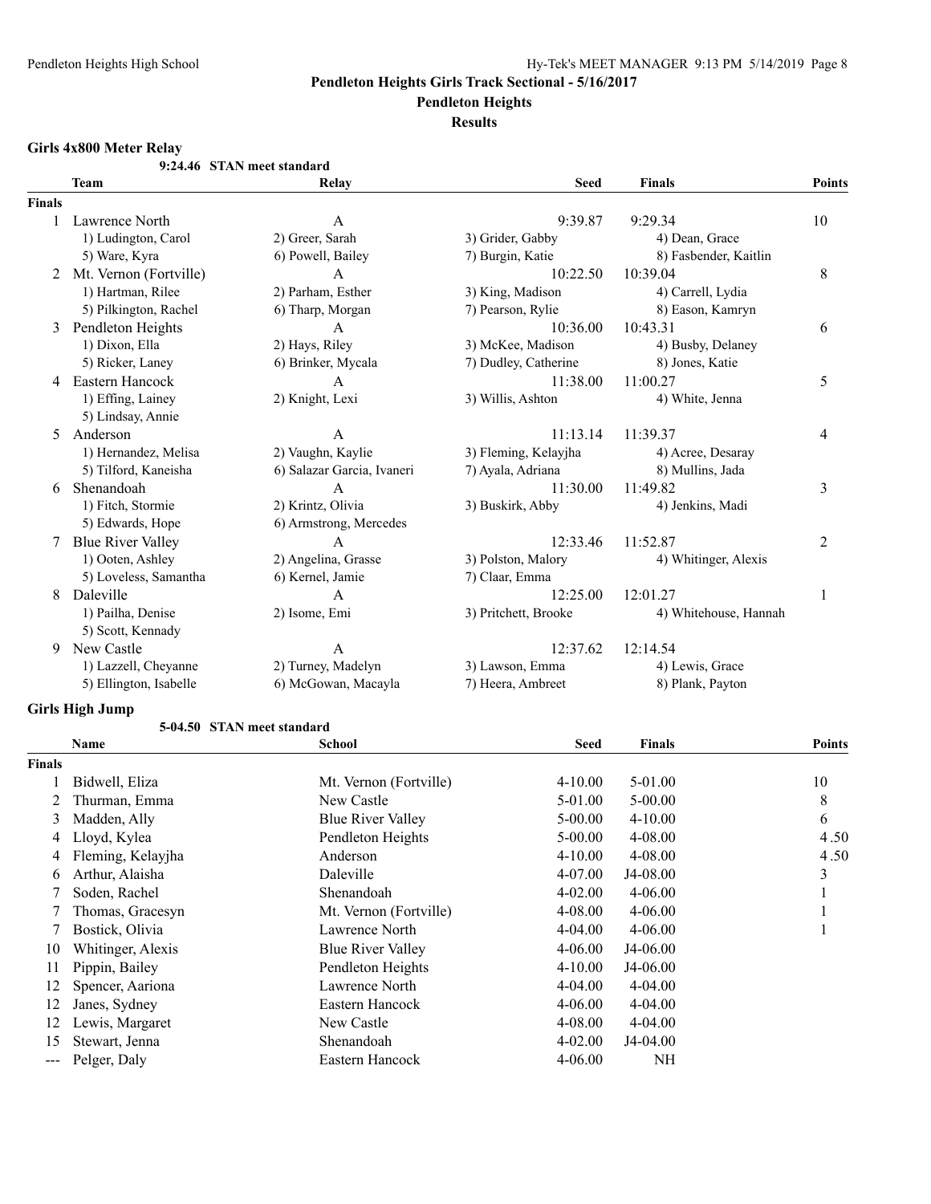**Pendleton Heights Girls Track Sectional - 5/16/2017**

**Pendleton Heights**

**Results**

## Girls 4x800 Meter Relay

**9:24.46 STAN meet standard**

| | Team | Relay | Seed | Finals | Points |
|---|---|---|---|---|---|
| **Finals** | | | | | |
| 1 | Lawrence North | A | 9:39.87 | 9:29.34 | 10 |
| | 1) Ludington, Carol | 2) Greer, Sarah | 3) Grider, Gabby | 4) Dean, Grace | |
| | 5) Ware, Kyra | 6) Powell, Bailey | 7) Burgin, Katie | 8) Fasbender, Kaitlin | |
| 2 | Mt. Vernon (Fortville) | A | 10:22.50 | 10:39.04 | 8 |
| | 1) Hartman, Rilee | 2) Parham, Esther | 3) King, Madison | 4) Carrell, Lydia | |
| | 5) Pilkington, Rachel | 6) Tharp, Morgan | 7) Pearson, Rylie | 8) Eason, Kamryn | |
| 3 | Pendleton Heights | A | 10:36.00 | 10:43.31 | 6 |
| | 1) Dixon, Ella | 2) Hays, Riley | 3) McKee, Madison | 4) Busby, Delaney | |
| | 5) Ricker, Laney | 6) Brinker, Mycala | 7) Dudley, Catherine | 8) Jones, Katie | |
| 4 | Eastern Hancock | A | 11:38.00 | 11:00.27 | 5 |
| | 1) Effing, Lainey | 2) Knight, Lexi | 3) Willis, Ashton | 4) White, Jenna | |
| | 5) Lindsay, Annie | | | | |
| 5 | Anderson | A | 11:13.14 | 11:39.37 | 4 |
| | 1) Hernandez, Melisa | 2) Vaughn, Kaylie | 3) Fleming, Kelayjha | 4) Acree, Desaray | |
| | 5) Tilford, Kaneisha | 6) Salazar Garcia, Ivaneri | 7) Ayala, Adriana | 8) Mullins, Jada | |
| 6 | Shenandoah | A | 11:30.00 | 11:49.82 | 3 |
| | 1) Fitch, Stormie | 2) Krintz, Olivia | 3) Buskirk, Abby | 4) Jenkins, Madi | |
| | 5) Edwards, Hope | 6) Armstrong, Mercedes | | | |
| 7 | Blue River Valley | A | 12:33.46 | 11:52.87 | 2 |
| | 1) Ooten, Ashley | 2) Angelina, Grasse | 3) Polston, Malory | 4) Whitinger, Alexis | |
| | 5) Loveless, Samantha | 6) Kernel, Jamie | 7) Claar, Emma | | |
| 8 | Daleville | A | 12:25.00 | 12:01.27 | 1 |
| | 1) Pailha, Denise | 2) Isome, Emi | 3) Pritchett, Brooke | 4) Whitehouse, Hannah | |
| | 5) Scott, Kennady | | | | |
| 9 | New Castle | A | 12:37.62 | 12:14.54 | |
| | 1) Lazzell, Cheyanne | 2) Turney, Madelyn | 3) Lawson, Emma | 4) Lewis, Grace | |
| | 5) Ellington, Isabelle | 6) McGowan, Macayla | 7) Heera, Ambreet | 8) Plank, Payton | |

## Girls High Jump

**5-04.50 STAN meet standard**

| | Name | School | Seed | Finals | Points |
|---|---|---|---|---|---|
| **Finals** | | | | | |
| 1 | Bidwell, Eliza | Mt. Vernon (Fortville) | 4-10.00 | 5-01.00 | 10 |
| 2 | Thurman, Emma | New Castle | 5-01.00 | 5-00.00 | 8 |
| 3 | Madden, Ally | Blue River Valley | 5-00.00 | 4-10.00 | 6 |
| 4 | Lloyd, Kylea | Pendleton Heights | 5-00.00 | 4-08.00 | 4.50 |
| 4 | Fleming, Kelayjha | Anderson | 4-10.00 | 4-08.00 | 4.50 |
| 6 | Arthur, Alaisha | Daleville | 4-07.00 | J4-08.00 | 3 |
| 7 | Soden, Rachel | Shenandoah | 4-02.00 | 4-06.00 | 1 |
| 7 | Thomas, Gracesyn | Mt. Vernon (Fortville) | 4-08.00 | 4-06.00 | 1 |
| 7 | Bostick, Olivia | Lawrence North | 4-04.00 | 4-06.00 | 1 |
| 10 | Whitinger, Alexis | Blue River Valley | 4-06.00 | J4-06.00 | |
| 11 | Pippin, Bailey | Pendleton Heights | 4-10.00 | J4-06.00 | |
| 12 | Spencer, Aariona | Lawrence North | 4-04.00 | 4-04.00 | |
| 12 | Janes, Sydney | Eastern Hancock | 4-06.00 | 4-04.00 | |
| 12 | Lewis, Margaret | New Castle | 4-08.00 | 4-04.00 | |
| 15 | Stewart, Jenna | Shenandoah | 4-02.00 | J4-04.00 | |
| --- | Pelger, Daly | Eastern Hancock | 4-06.00 | NH | |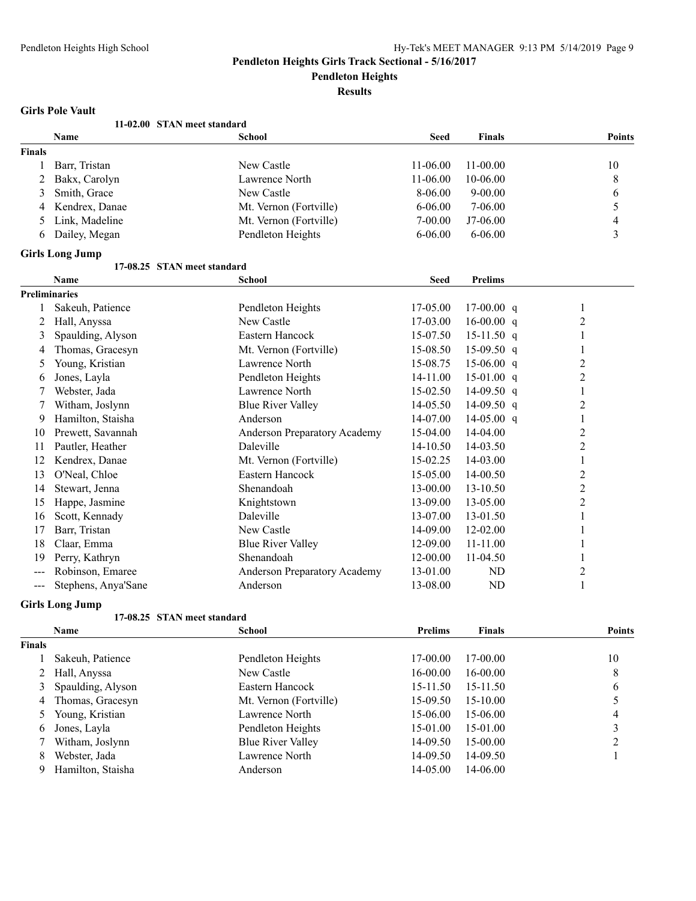# Pendleton Heights Girls Track Sectional - 5/16/2017

## Pendleton Heights

### Results

**Girls Pole Vault**

11-02.00 STAN meet standard

| | Name | School | Seed | Finals | Points |
|---|---|---|---|---|---|
| **Finals** | | | | | |
| 1 | Barr, Tristan | New Castle | 11-06.00 | 11-00.00 | 10 |
| 2 | Bakx, Carolyn | Lawrence North | 11-06.00 | 10-06.00 | 8 |
| 3 | Smith, Grace | New Castle | 8-06.00 | 9-00.00 | 6 |
| 4 | Kendrex, Danae | Mt. Vernon (Fortville) | 6-06.00 | 7-06.00 | 5 |
| 5 | Link, Madeline | Mt. Vernon (Fortville) | 7-00.00 | J7-06.00 | 4 |
| 6 | Dailey, Megan | Pendleton Heights | 6-06.00 | 6-06.00 | 3 |

**Girls Long Jump**

17-08.25 STAN meet standard

| | Name | School | Seed | Prelims | | |
|---|---|---|---|---|---|---|
| **Preliminaries** | | | | | | |
| 1 | Sakeuh, Patience | Pendleton Heights | 17-05.00 | 17-00.00 | q | 1 |
| 2 | Hall, Anyssa | New Castle | 17-03.00 | 16-00.00 | q | 2 |
| 3 | Spaulding, Alyson | Eastern Hancock | 15-07.50 | 15-11.50 | q | 1 |
| 4 | Thomas, Gracesyn | Mt. Vernon (Fortville) | 15-08.50 | 15-09.50 | q | 1 |
| 5 | Young, Kristian | Lawrence North | 15-08.75 | 15-06.00 | q | 2 |
| 6 | Jones, Layla | Pendleton Heights | 14-11.00 | 15-01.00 | q | 2 |
| 7 | Webster, Jada | Lawrence North | 15-02.50 | 14-09.50 | q | 1 |
| 7 | Witham, Joslynn | Blue River Valley | 14-05.50 | 14-09.50 | q | 2 |
| 9 | Hamilton, Staisha | Anderson | 14-07.00 | 14-05.00 | q | 1 |
| 10 | Prewett, Savannah | Anderson Preparatory Academy | 15-04.00 | 14-04.00 | | 2 |
| 11 | Pautler, Heather | Daleville | 14-10.50 | 14-03.50 | | 2 |
| 12 | Kendrex, Danae | Mt. Vernon (Fortville) | 15-02.25 | 14-03.00 | | 1 |
| 13 | O'Neal, Chloe | Eastern Hancock | 15-05.00 | 14-00.50 | | 2 |
| 14 | Stewart, Jenna | Shenandoah | 13-00.00 | 13-10.50 | | 2 |
| 15 | Happe, Jasmine | Knightstown | 13-09.00 | 13-05.00 | | 2 |
| 16 | Scott, Kennady | Daleville | 13-07.00 | 13-01.50 | | 1 |
| 17 | Barr, Tristan | New Castle | 14-09.00 | 12-02.00 | | 1 |
| 18 | Claar, Emma | Blue River Valley | 12-09.00 | 11-11.00 | | 1 |
| 19 | Perry, Kathryn | Shenandoah | 12-00.00 | 11-04.50 | | 1 |
| --- | Robinson, Emaree | Anderson Preparatory Academy | 13-01.00 | ND | | 2 |
| --- | Stephens, Anya'Sane | Anderson | 13-08.00 | ND | | 1 |

**Girls Long Jump**

17-08.25 STAN meet standard

| | Name | School | Prelims | Finals | Points |
|---|---|---|---|---|---|
| **Finals** | | | | | |
| 1 | Sakeuh, Patience | Pendleton Heights | 17-00.00 | 17-00.00 | 10 |
| 2 | Hall, Anyssa | New Castle | 16-00.00 | 16-00.00 | 8 |
| 3 | Spaulding, Alyson | Eastern Hancock | 15-11.50 | 15-11.50 | 6 |
| 4 | Thomas, Gracesyn | Mt. Vernon (Fortville) | 15-09.50 | 15-10.00 | 5 |
| 5 | Young, Kristian | Lawrence North | 15-06.00 | 15-06.00 | 4 |
| 6 | Jones, Layla | Pendleton Heights | 15-01.00 | 15-01.00 | 3 |
| 7 | Witham, Joslynn | Blue River Valley | 14-09.50 | 15-00.00 | 2 |
| 8 | Webster, Jada | Lawrence North | 14-09.50 | 14-09.50 | 1 |
| 9 | Hamilton, Staisha | Anderson | 14-05.00 | 14-06.00 | |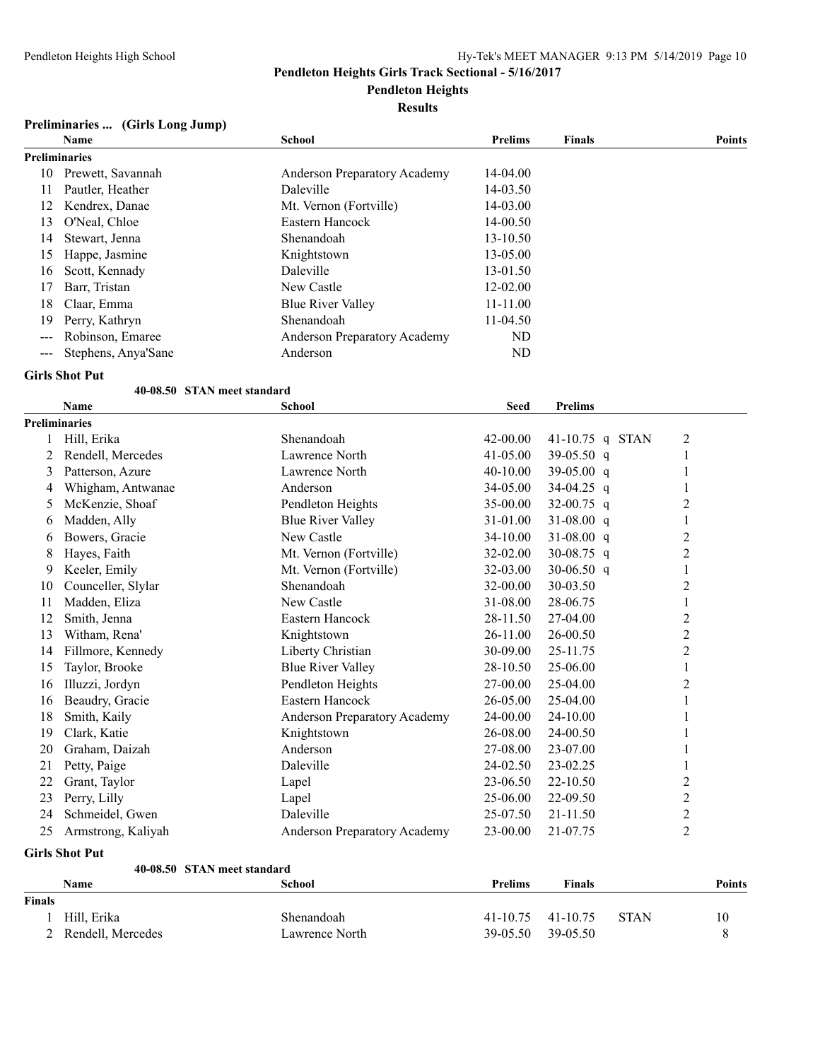# Pendleton Heights Girls Track Sectional - 5/16/2017

## Pendleton Heights

### Results

#### Preliminaries ... (Girls Long Jump)

| | Name | School | Prelims | Finals | Points |
|---|---|---|---|---|---|
| **Preliminaries** | | | | | |
| 10 | Prewett, Savannah | Anderson Preparatory Academy | 14-04.00 | | |
| 11 | Pautler, Heather | Daleville | 14-03.50 | | |
| 12 | Kendrex, Danae | Mt. Vernon (Fortville) | 14-03.00 | | |
| 13 | O'Neal, Chloe | Eastern Hancock | 14-00.50 | | |
| 14 | Stewart, Jenna | Shenandoah | 13-10.50 | | |
| 15 | Happe, Jasmine | Knightstown | 13-05.00 | | |
| 16 | Scott, Kennady | Daleville | 13-01.50 | | |
| 17 | Barr, Tristan | New Castle | 12-02.00 | | |
| 18 | Claar, Emma | Blue River Valley | 11-11.00 | | |
| 19 | Perry, Kathryn | Shenandoah | 11-04.50 | | |
| --- | Robinson, Emaree | Anderson Preparatory Academy | ND | | |
| --- | Stephens, Anya'Sane | Anderson | ND | | |

#### Girls Shot Put

40-08.50 STAN meet standard

| | Name | School | Seed | Prelims | | |
|---|---|---|---|---|---|---|
| **Preliminaries** | | | | | | |
| 1 | Hill, Erika | Shenandoah | 42-00.00 | 41-10.75 q | STAN | 2 |
| 2 | Rendell, Mercedes | Lawrence North | 41-05.00 | 39-05.50 q | | 1 |
| 3 | Patterson, Azure | Lawrence North | 40-10.00 | 39-05.00 q | | 1 |
| 4 | Whigham, Antwanae | Anderson | 34-05.00 | 34-04.25 q | | 1 |
| 5 | McKenzie, Shoaf | Pendleton Heights | 35-00.00 | 32-00.75 q | | 2 |
| 6 | Madden, Ally | Blue River Valley | 31-01.00 | 31-08.00 q | | 1 |
| 6 | Bowers, Gracie | New Castle | 34-10.00 | 31-08.00 q | | 2 |
| 8 | Hayes, Faith | Mt. Vernon (Fortville) | 32-02.00 | 30-08.75 q | | 2 |
| 9 | Keeler, Emily | Mt. Vernon (Fortville) | 32-03.00 | 30-06.50 q | | 1 |
| 10 | Counceller, Slylar | Shenandoah | 32-00.00 | 30-03.50 | | 2 |
| 11 | Madden, Eliza | New Castle | 31-08.00 | 28-06.75 | | 1 |
| 12 | Smith, Jenna | Eastern Hancock | 28-11.50 | 27-04.00 | | 2 |
| 13 | Witham, Rena' | Knightstown | 26-11.00 | 26-00.50 | | 2 |
| 14 | Fillmore, Kennedy | Liberty Christian | 30-09.00 | 25-11.75 | | 2 |
| 15 | Taylor, Brooke | Blue River Valley | 28-10.50 | 25-06.00 | | 1 |
| 16 | Illuzzi, Jordyn | Pendleton Heights | 27-00.00 | 25-04.00 | | 2 |
| 16 | Beaudry, Gracie | Eastern Hancock | 26-05.00 | 25-04.00 | | 1 |
| 18 | Smith, Kaily | Anderson Preparatory Academy | 24-00.00 | 24-10.00 | | 1 |
| 19 | Clark, Katie | Knightstown | 26-08.00 | 24-00.50 | | 1 |
| 20 | Graham, Daizah | Anderson | 27-08.00 | 23-07.00 | | 1 |
| 21 | Petty, Paige | Daleville | 24-02.50 | 23-02.25 | | 1 |
| 22 | Grant, Taylor | Lapel | 23-06.50 | 22-10.50 | | 2 |
| 23 | Perry, Lilly | Lapel | 25-06.00 | 22-09.50 | | 2 |
| 24 | Schmeidel, Gwen | Daleville | 25-07.50 | 21-11.50 | | 2 |
| 25 | Armstrong, Kaliyah | Anderson Preparatory Academy | 23-00.00 | 21-07.75 | | 2 |

#### Girls Shot Put

40-08.50 STAN meet standard

| | Name | School | Prelims | Finals | | Points |
|---|---|---|---|---|---|---|
| **Finals** | | | | | | |
| 1 | Hill, Erika | Shenandoah | 41-10.75 | 41-10.75 | STAN | 10 |
| 2 | Rendell, Mercedes | Lawrence North | 39-05.50 | 39-05.50 | | 8 |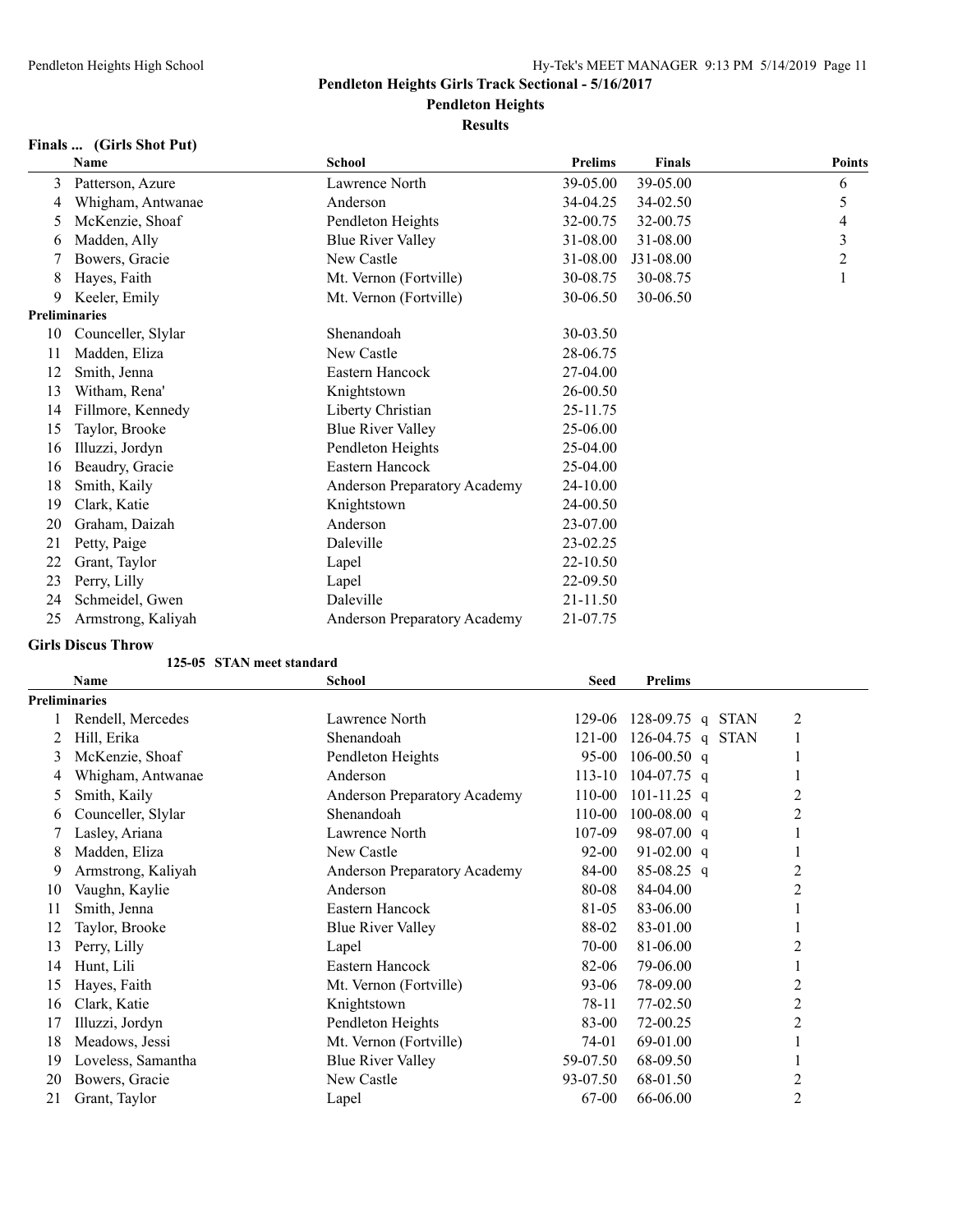**Pendleton Heights Girls Track Sectional - 5/16/2017**

**Pendleton Heights**

**Results**

### Finals ... (Girls Shot Put)

| | Name | School | Prelims | Finals | Points |
|---|---|---|---|---|---|
| 3 | Patterson, Azure | Lawrence North | 39-05.00 | 39-05.00 | 6 |
| 4 | Whigham, Antwanae | Anderson | 34-04.25 | 34-02.50 | 5 |
| 5 | McKenzie, Shoaf | Pendleton Heights | 32-00.75 | 32-00.75 | 4 |
| 6 | Madden, Ally | Blue River Valley | 31-08.00 | 31-08.00 | 3 |
| 7 | Bowers, Gracie | New Castle | 31-08.00 | J31-08.00 | 2 |
| 8 | Hayes, Faith | Mt. Vernon (Fortville) | 30-08.75 | 30-08.75 | 1 |
| 9 | Keeler, Emily | Mt. Vernon (Fortville) | 30-06.50 | 30-06.50 | |
| **Preliminaries** | | | | | |
| 10 | Counceller, Slylar | Shenandoah | 30-03.50 | | |
| 11 | Madden, Eliza | New Castle | 28-06.75 | | |
| 12 | Smith, Jenna | Eastern Hancock | 27-04.00 | | |
| 13 | Witham, Rena' | Knightstown | 26-00.50 | | |
| 14 | Fillmore, Kennedy | Liberty Christian | 25-11.75 | | |
| 15 | Taylor, Brooke | Blue River Valley | 25-06.00 | | |
| 16 | Illuzzi, Jordyn | Pendleton Heights | 25-04.00 | | |
| 16 | Beaudry, Gracie | Eastern Hancock | 25-04.00 | | |
| 18 | Smith, Kaily | Anderson Preparatory Academy | 24-10.00 | | |
| 19 | Clark, Katie | Knightstown | 24-00.50 | | |
| 20 | Graham, Daizah | Anderson | 23-07.00 | | |
| 21 | Petty, Paige | Daleville | 23-02.25 | | |
| 22 | Grant, Taylor | Lapel | 22-10.50 | | |
| 23 | Perry, Lilly | Lapel | 22-09.50 | | |
| 24 | Schmeidel, Gwen | Daleville | 21-11.50 | | |
| 25 | Armstrong, Kaliyah | Anderson Preparatory Academy | 21-07.75 | | |

### Girls Discus Throw

125-05 STAN meet standard

| | Name | School | Seed | Prelims | | |
|---|---|---|---|---|---|---|
| **Preliminaries** | | | | | | |
| 1 | Rendell, Mercedes | Lawrence North | 129-06 | 128-09.75 q | STAN | 2 |
| 2 | Hill, Erika | Shenandoah | 121-00 | 126-04.75 q | STAN | 1 |
| 3 | McKenzie, Shoaf | Pendleton Heights | 95-00 | 106-00.50 q | | 1 |
| 4 | Whigham, Antwanae | Anderson | 113-10 | 104-07.75 q | | 1 |
| 5 | Smith, Kaily | Anderson Preparatory Academy | 110-00 | 101-11.25 q | | 2 |
| 6 | Counceller, Slylar | Shenandoah | 110-00 | 100-08.00 q | | 2 |
| 7 | Lasley, Ariana | Lawrence North | 107-09 | 98-07.00 q | | 1 |
| 8 | Madden, Eliza | New Castle | 92-00 | 91-02.00 q | | 1 |
| 9 | Armstrong, Kaliyah | Anderson Preparatory Academy | 84-00 | 85-08.25 q | | 2 |
| 10 | Vaughn, Kaylie | Anderson | 80-08 | 84-04.00 | | 2 |
| 11 | Smith, Jenna | Eastern Hancock | 81-05 | 83-06.00 | | 1 |
| 12 | Taylor, Brooke | Blue River Valley | 88-02 | 83-01.00 | | 1 |
| 13 | Perry, Lilly | Lapel | 70-00 | 81-06.00 | | 2 |
| 14 | Hunt, Lili | Eastern Hancock | 82-06 | 79-06.00 | | 1 |
| 15 | Hayes, Faith | Mt. Vernon (Fortville) | 93-06 | 78-09.00 | | 2 |
| 16 | Clark, Katie | Knightstown | 78-11 | 77-02.50 | | 2 |
| 17 | Illuzzi, Jordyn | Pendleton Heights | 83-00 | 72-00.25 | | 2 |
| 18 | Meadows, Jessi | Mt. Vernon (Fortville) | 74-01 | 69-01.00 | | 1 |
| 19 | Loveless, Samantha | Blue River Valley | 59-07.50 | 68-09.50 | | 1 |
| 20 | Bowers, Gracie | New Castle | 93-07.50 | 68-01.50 | | 2 |
| 21 | Grant, Taylor | Lapel | 67-00 | 66-06.00 | | 2 |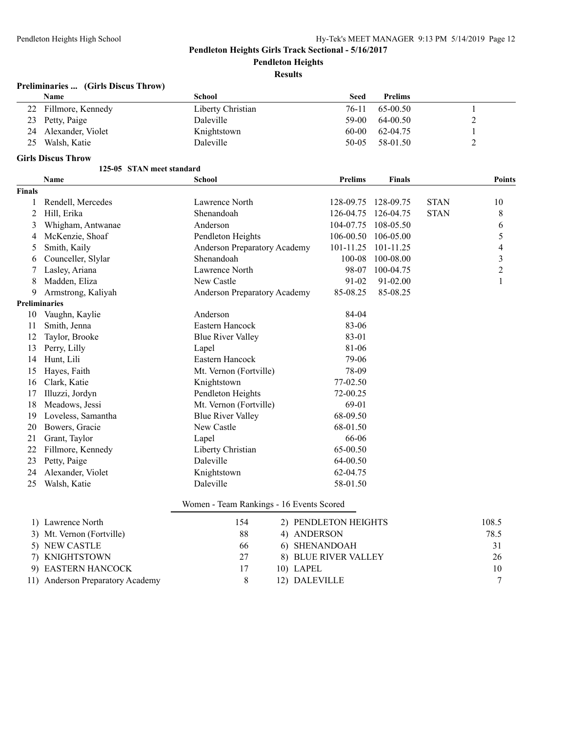**Pendleton Heights Girls Track Sectional - 5/16/2017**

**Pendleton Heights**

**Results**

**Preliminaries ... (Girls Discus Throw)**

| | Name | School | Seed | Prelims | |
|---|---|---|---|---|---|
| 22 | Fillmore, Kennedy | Liberty Christian | 76-11 | 65-00.50 | 1 |
| 23 | Petty, Paige | Daleville | 59-00 | 64-00.50 | 2 |
| 24 | Alexander, Violet | Knightstown | 60-00 | 62-04.75 | 1 |
| 25 | Walsh, Katie | Daleville | 50-05 | 58-01.50 | 2 |

**Girls Discus Throw**

125-05 STAN meet standard

| | Name | School | Prelims | Finals | | Points |
|---|---|---|---|---|---|---|
| **Finals** | | | | | | |
| 1 | Rendell, Mercedes | Lawrence North | 128-09.75 | 128-09.75 | STAN | 10 |
| 2 | Hill, Erika | Shenandoah | 126-04.75 | 126-04.75 | STAN | 8 |
| 3 | Whigham, Antwanae | Anderson | 104-07.75 | 108-05.50 | | 6 |
| 4 | McKenzie, Shoaf | Pendleton Heights | 106-00.50 | 106-05.00 | | 5 |
| 5 | Smith, Kaily | Anderson Preparatory Academy | 101-11.25 | 101-11.25 | | 4 |
| 6 | Counceller, Slylar | Shenandoah | 100-08 | 100-08.00 | | 3 |
| 7 | Lasley, Ariana | Lawrence North | 98-07 | 100-04.75 | | 2 |
| 8 | Madden, Eliza | New Castle | 91-02 | 91-02.00 | | 1 |
| 9 | Armstrong, Kaliyah | Anderson Preparatory Academy | 85-08.25 | 85-08.25 | | |
| **Preliminaries** | | | | | | |
| 10 | Vaughn, Kaylie | Anderson | 84-04 | | | |
| 11 | Smith, Jenna | Eastern Hancock | 83-06 | | | |
| 12 | Taylor, Brooke | Blue River Valley | 83-01 | | | |
| 13 | Perry, Lilly | Lapel | 81-06 | | | |
| 14 | Hunt, Lili | Eastern Hancock | 79-06 | | | |
| 15 | Hayes, Faith | Mt. Vernon (Fortville) | 78-09 | | | |
| 16 | Clark, Katie | Knightstown | 77-02.50 | | | |
| 17 | Illuzzi, Jordyn | Pendleton Heights | 72-00.25 | | | |
| 18 | Meadows, Jessi | Mt. Vernon (Fortville) | 69-01 | | | |
| 19 | Loveless, Samantha | Blue River Valley | 68-09.50 | | | |
| 20 | Bowers, Gracie | New Castle | 68-01.50 | | | |
| 21 | Grant, Taylor | Lapel | 66-06 | | | |
| 22 | Fillmore, Kennedy | Liberty Christian | 65-00.50 | | | |
| 23 | Petty, Paige | Daleville | 64-00.50 | | | |
| 24 | Alexander, Violet | Knightstown | 62-04.75 | | | |
| 25 | Walsh, Katie | Daleville | 58-01.50 | | | |

**Women - Team Rankings - 16 Events Scored**

| | | | |
|---|---|---|---|
| 1) Lawrence North | 154 | 2) PENDLETON HEIGHTS | 108.5 |
| 3) Mt. Vernon (Fortville) | 88 | 4) ANDERSON | 78.5 |
| 5) NEW CASTLE | 66 | 6) SHENANDOAH | 31 |
| 7) KNIGHTSTOWN | 27 | 8) BLUE RIVER VALLEY | 26 |
| 9) EASTERN HANCOCK | 17 | 10) LAPEL | 10 |
| 11) Anderson Preparatory Academy | 8 | 12) DALEVILLE | 7 |